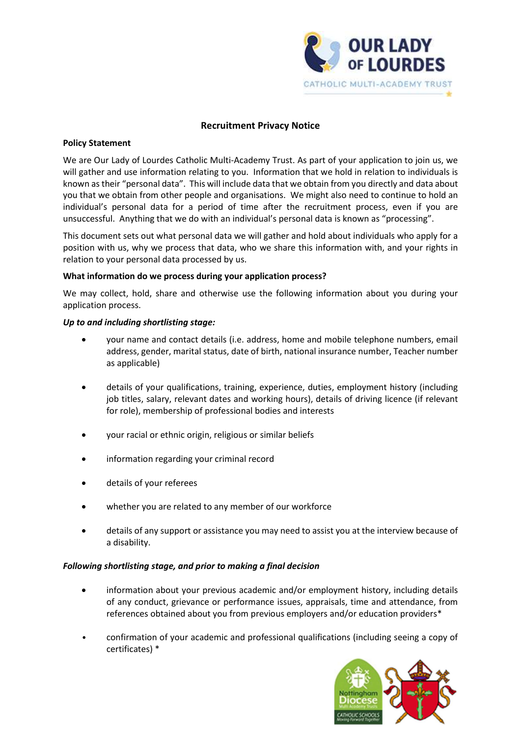# Recruitment Privacy Notice

**Policy Statement**

We are Our Lady of Lourdes Catholic Multi-Academy Trust. As part of your application to join us, we will gather and use information relating to you. Information that we hold in relation to individuals is known as their "personal data". This will include data that we obtain from you directly and data about you that we obtain from other people and organisations. We might also need to continue to hold an individual's personal data for a period of time after the recruitment process, even if you are unsuccessful. Anything that we do with an individual's personal data is known as "processing".

This document sets out what personal data we will gather and hold about individuals who apply for a position with us, why we process that data, who we share this information with, and your rights in relation to your personal data processed by us.

**What information do we process during your application process?**

We may collect, hold, share and otherwise use the following information about you during your application process.

***Up to and including shortlisting stage:***

- your name and contact details (i.e. address, home and mobile telephone numbers, email address, gender, marital status, date of birth, national insurance number, Teacher number as applicable)
- details of your qualifications, training, experience, duties, employment history (including job titles, salary, relevant dates and working hours), details of driving licence (if relevant for role), membership of professional bodies and interests
- your racial or ethnic origin, religious or similar beliefs
- information regarding your criminal record
- details of your referees
- whether you are related to any member of our workforce
- details of any support or assistance you may need to assist you at the interview because of a disability.

***Following shortlisting stage, and prior to making a final decision***

- information about your previous academic and/or employment history, including details of any conduct, grievance or performance issues, appraisals, time and attendance, from references obtained about you from previous employers and/or education providers*
- confirmation of your academic and professional qualifications (including seeing a copy of certificates) *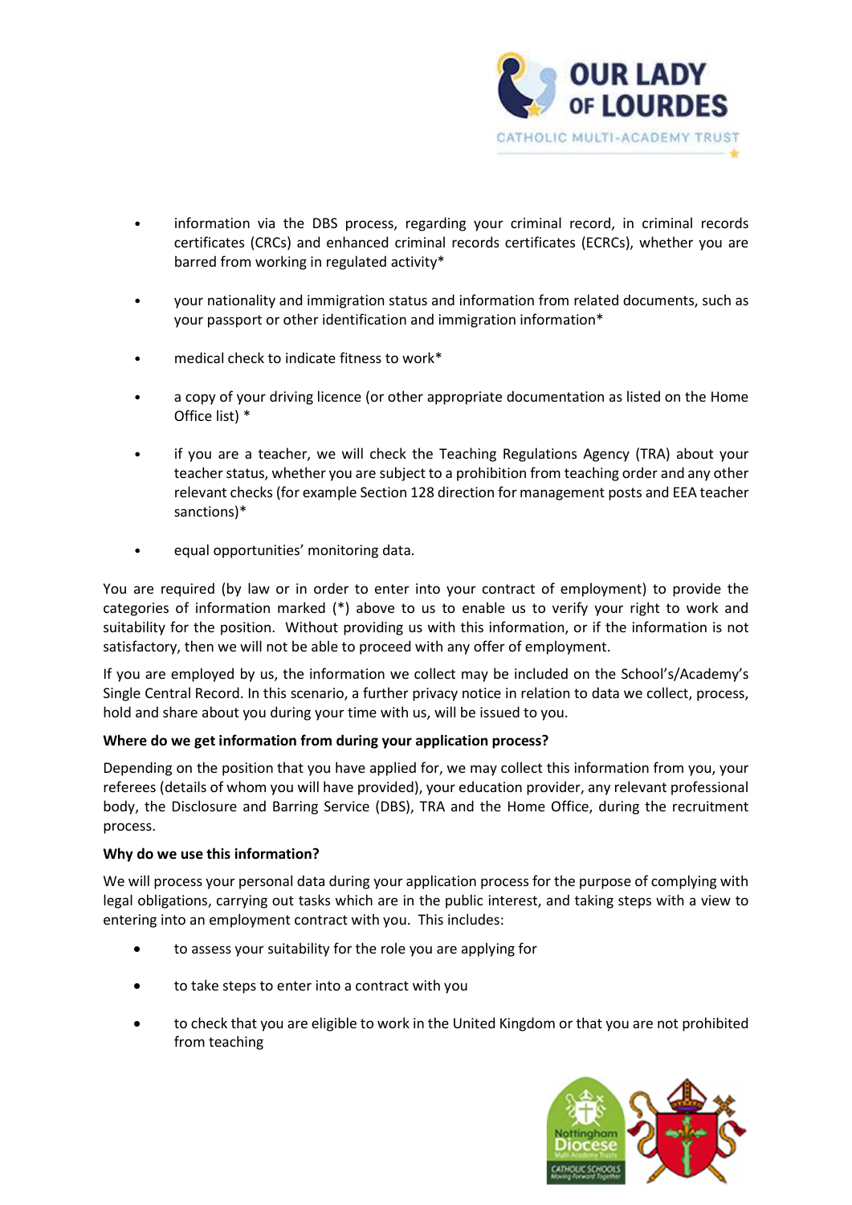- information via the DBS process, regarding your criminal record, in criminal records certificates (CRCs) and enhanced criminal records certificates (ECRCs), whether you are barred from working in regulated activity*

- your nationality and immigration status and information from related documents, such as your passport or other identification and immigration information*

- medical check to indicate fitness to work*

- a copy of your driving licence (or other appropriate documentation as listed on the Home Office list) *

- if you are a teacher, we will check the Teaching Regulations Agency (TRA) about your teacher status, whether you are subject to a prohibition from teaching order and any other relevant checks (for example Section 128 direction for management posts and EEA teacher sanctions)*

- equal opportunities' monitoring data.

You are required (by law or in order to enter into your contract of employment) to provide the categories of information marked (*) above to us to enable us to verify your right to work and suitability for the position. Without providing us with this information, or if the information is not satisfactory, then we will not be able to proceed with any offer of employment.

If you are employed by us, the information we collect may be included on the School's/Academy's Single Central Record. In this scenario, a further privacy notice in relation to data we collect, process, hold and share about you during your time with us, will be issued to you.

**Where do we get information from during your application process?**

Depending on the position that you have applied for, we may collect this information from you, your referees (details of whom you will have provided), your education provider, any relevant professional body, the Disclosure and Barring Service (DBS), TRA and the Home Office, during the recruitment process.

**Why do we use this information?**

We will process your personal data during your application process for the purpose of complying with legal obligations, carrying out tasks which are in the public interest, and taking steps with a view to entering into an employment contract with you. This includes:

- to assess your suitability for the role you are applying for

- to take steps to enter into a contract with you

- to check that you are eligible to work in the United Kingdom or that you are not prohibited from teaching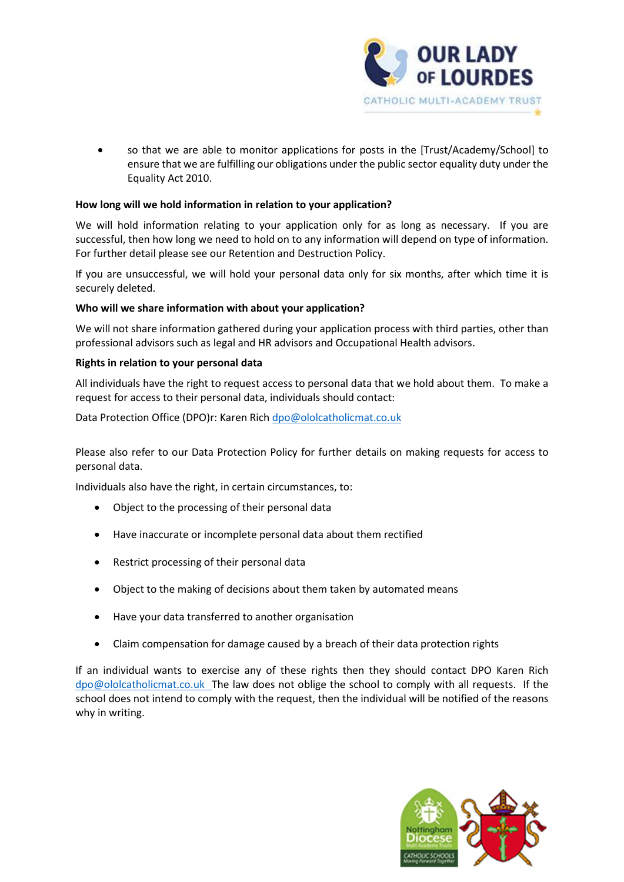- so that we are able to monitor applications for posts in the [Trust/Academy/School] to ensure that we are fulfilling our obligations under the public sector equality duty under the Equality Act 2010.

**How long will we hold information in relation to your application?**

We will hold information relating to your application only for as long as necessary. If you are successful, then how long we need to hold on to any information will depend on type of information. For further detail please see our Retention and Destruction Policy.

If you are unsuccessful, we will hold your personal data only for six months, after which time it is securely deleted.

**Who will we share information with about your application?**

We will not share information gathered during your application process with third parties, other than professional advisors such as legal and HR advisors and Occupational Health advisors.

**Rights in relation to your personal data**

All individuals have the right to request access to personal data that we hold about them. To make a request for access to their personal data, individuals should contact:

Data Protection Office (DPO)r: Karen Rich dpo@ololcatholicmat.co.uk

Please also refer to our Data Protection Policy for further details on making requests for access to personal data.

Individuals also have the right, in certain circumstances, to:

- Object to the processing of their personal data
- Have inaccurate or incomplete personal data about them rectified
- Restrict processing of their personal data
- Object to the making of decisions about them taken by automated means
- Have your data transferred to another organisation
- Claim compensation for damage caused by a breach of their data protection rights

If an individual wants to exercise any of these rights then they should contact DPO Karen Rich dpo@ololcatholicmat.co.uk The law does not oblige the school to comply with all requests. If the school does not intend to comply with the request, then the individual will be notified of the reasons why in writing.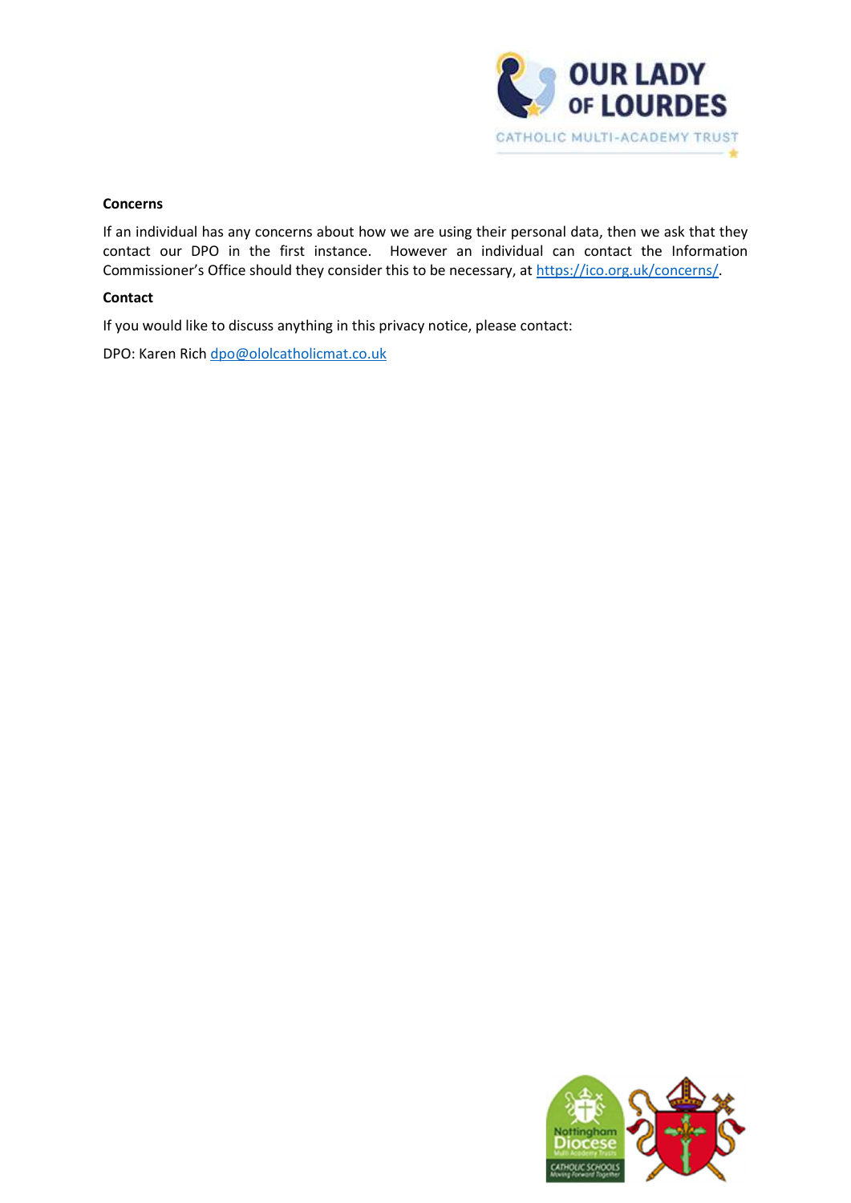**Concerns**

If an individual has any concerns about how we are using their personal data, then we ask that they contact our DPO in the first instance. However an individual can contact the Information Commissioner's Office should they consider this to be necessary, at https://ico.org.uk/concerns/.

**Contact**

If you would like to discuss anything in this privacy notice, please contact:

DPO: Karen Rich dpo@ololcatholicmat.co.uk